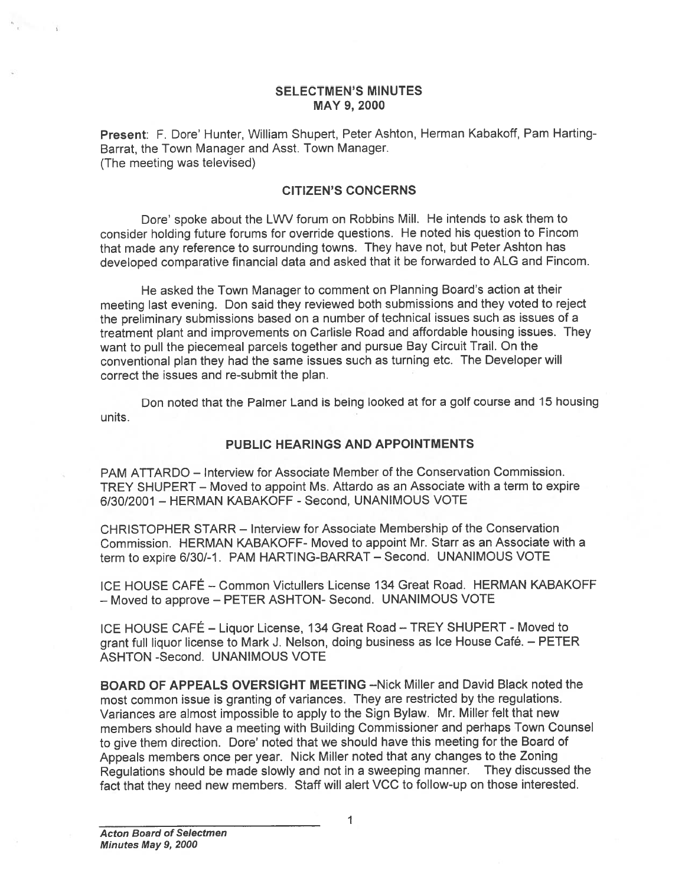# SELECTMEN'S MINUTES
## MAY 9, 2000

**Present**: F. Dore' Hunter, William Shupert, Peter Ashton, Herman Kabakoff, Pam Harting-Barrat, the Town Manager and Asst. Town Manager.
(The meeting was televised)

## CITIZEN'S CONCERNS

Dore' spoke about the LWV forum on Robbins Mill. He intends to ask them to consider holding future forums for override questions. He noted his question to Fincom that made any reference to surrounding towns. They have not, but Peter Ashton has developed comparative financial data and asked that it be forwarded to ALG and Fincom.

He asked the Town Manager to comment on Planning Board's action at their meeting last evening. Don said they reviewed both submissions and they voted to reject the preliminary submissions based on a number of technical issues such as issues of a treatment plant and improvements on Carlisle Road and affordable housing issues. They want to pull the piecemeal parcels together and pursue Bay Circuit Trail. On the conventional plan they had the same issues such as turning etc. The Developer will correct the issues and re-submit the plan.

Don noted that the Palmer Land is being looked at for a golf course and 15 housing units.

## PUBLIC HEARINGS AND APPOINTMENTS

PAM ATTARDO – Interview for Associate Member of the Conservation Commission. TREY SHUPERT – Moved to appoint Ms. Attardo as an Associate with a term to expire 6/30/2001 – HERMAN KABAKOFF - Second, UNANIMOUS VOTE

CHRISTOPHER STARR – Interview for Associate Membership of the Conservation Commission. HERMAN KABAKOFF- Moved to appoint Mr. Starr as an Associate with a term to expire 6/30/-1. PAM HARTING-BARRAT – Second. UNANIMOUS VOTE

ICE HOUSE CAFÉ – Common Victullers License 134 Great Road. HERMAN KABAKOFF – Moved to approve – PETER ASHTON- Second. UNANIMOUS VOTE

ICE HOUSE CAFÉ – Liquor License, 134 Great Road – TREY SHUPERT - Moved to grant full liquor license to Mark J. Nelson, doing business as Ice House Café. – PETER ASHTON -Second. UNANIMOUS VOTE

**BOARD OF APPEALS OVERSIGHT MEETING** –Nick Miller and David Black noted the most common issue is granting of variances. They are restricted by the regulations. Variances are almost impossible to apply to the Sign Bylaw. Mr. Miller felt that new members should have a meeting with Building Commissioner and perhaps Town Counsel to give them direction. Dore' noted that we should have this meeting for the Board of Appeals members once per year. Nick Miller noted that any changes to the Zoning Regulations should be made slowly and not in a sweeping manner. They discussed the fact that they need new members. Staff will alert VCC to follow-up on those interested.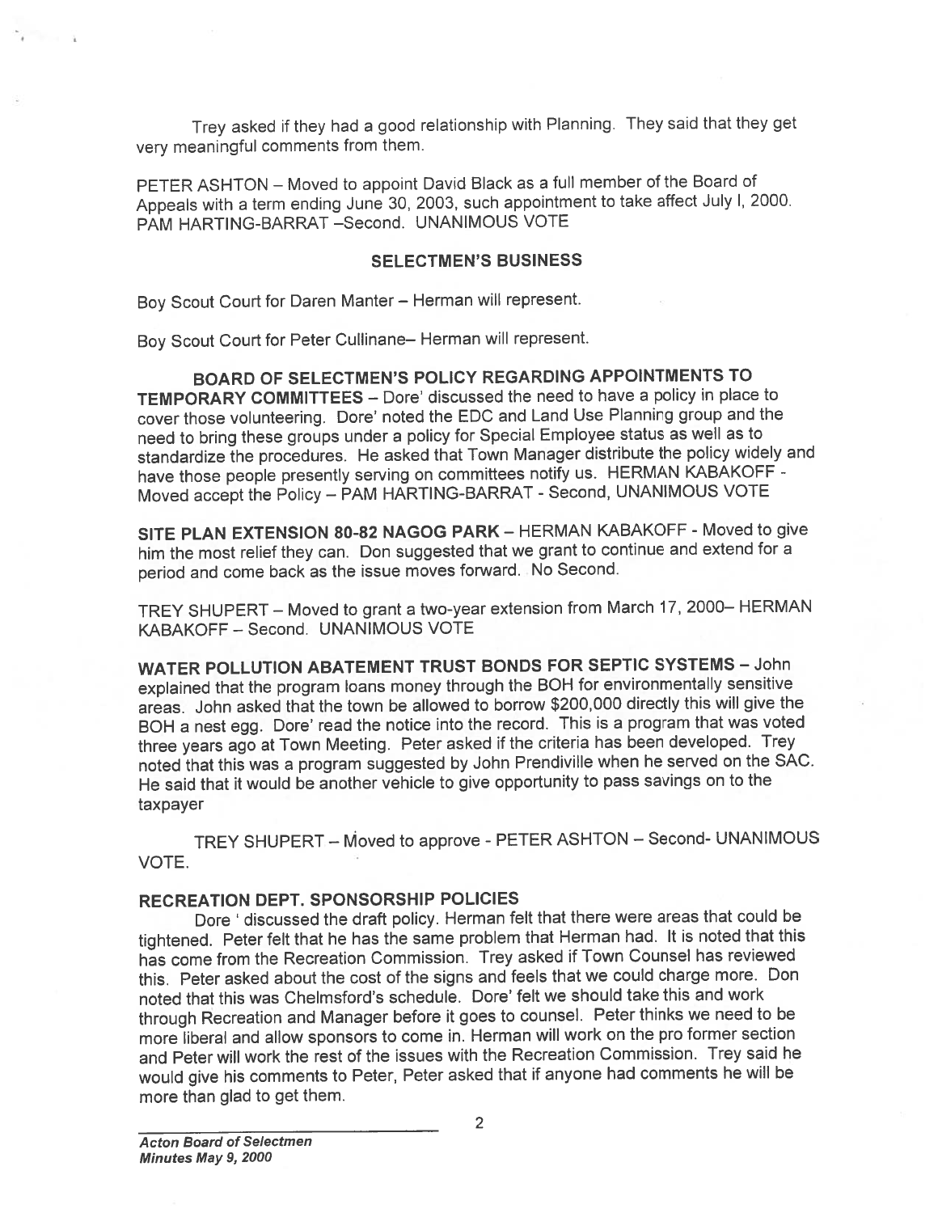Trey asked if they had a good relationship with Planning. They said that they get very meaningful comments from them.

PETER ASHTON – Moved to appoint David Black as a full member of the Board of Appeals with a term ending June 30, 2003, such appointment to take affect July l, 2000. PAM HARTING-BARRAT –Second. UNANIMOUS VOTE

## SELECTMEN'S BUSINESS

Boy Scout Court for Daren Manter – Herman will represent.

Boy Scout Court for Peter Cullinane– Herman will represent.

**BOARD OF SELECTMEN'S POLICY REGARDING APPOINTMENTS TO TEMPORARY COMMITTEES** – Dore' discussed the need to have a policy in place to cover those volunteering. Dore' noted the EDC and Land Use Planning group and the need to bring these groups under a policy for Special Employee status as well as to standardize the procedures. He asked that Town Manager distribute the policy widely and have those people presently serving on committees notify us. HERMAN KABAKOFF - Moved accept the Policy – PAM HARTING-BARRAT - Second, UNANIMOUS VOTE

**SITE PLAN EXTENSION 80-82 NAGOG PARK** – HERMAN KABAKOFF - Moved to give him the most relief they can. Don suggested that we grant to continue and extend for a period and come back as the issue moves forward. No Second.

TREY SHUPERT – Moved to grant a two-year extension from March 17, 2000– HERMAN KABAKOFF – Second. UNANIMOUS VOTE

**WATER POLLUTION ABATEMENT TRUST BONDS FOR SEPTIC SYSTEMS** – John explained that the program loans money through the BOH for environmentally sensitive areas. John asked that the town be allowed to borrow $200,000 directly this will give the BOH a nest egg. Dore' read the notice into the record. This is a program that was voted three years ago at Town Meeting. Peter asked if the criteria has been developed. Trey noted that this was a program suggested by John Prendiville when he served on the SAC. He said that it would be another vehicle to give opportunity to pass savings on to the taxpayer

TREY SHUPERT – Moved to approve - PETER ASHTON – Second- UNANIMOUS VOTE.

**RECREATION DEPT. SPONSORSHIP POLICIES**

Dore ' discussed the draft policy. Herman felt that there were areas that could be tightened. Peter felt that he has the same problem that Herman had. It is noted that this has come from the Recreation Commission. Trey asked if Town Counsel has reviewed this. Peter asked about the cost of the signs and feels that we could charge more. Don noted that this was Chelmsford's schedule. Dore' felt we should take this and work through Recreation and Manager before it goes to counsel. Peter thinks we need to be more liberal and allow sponsors to come in. Herman will work on the pro former section and Peter will work the rest of the issues with the Recreation Commission. Trey said he would give his comments to Peter, Peter asked that if anyone had comments he will be more than glad to get them.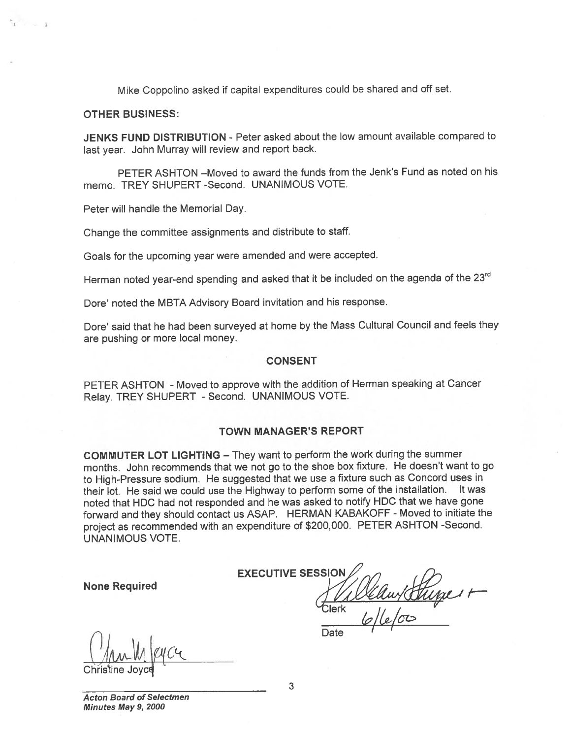Mike Coppolino asked if capital expenditures could be shared and off set.

**OTHER BUSINESS:**

**JENKS FUND DISTRIBUTION** - Peter asked about the low amount available compared to last year. John Murray will review and report back.

PETER ASHTON –Moved to award the funds from the Jenk's Fund as noted on his memo. TREY SHUPERT -Second. UNANIMOUS VOTE.

Peter will handle the Memorial Day.

Change the committee assignments and distribute to staff.

Goals for the upcoming year were amended and were accepted.

Herman noted year-end spending and asked that it be included on the agenda of the 23rd

Dore' noted the MBTA Advisory Board invitation and his response.

Dore' said that he had been surveyed at home by the Mass Cultural Council and feels they are pushing or more local money.

## CONSENT

PETER ASHTON - Moved to approve with the addition of Herman speaking at Cancer Relay. TREY SHUPERT - Second. UNANIMOUS VOTE.

## TOWN MANAGER'S REPORT

**COMMUTER LOT LIGHTING** – They want to perform the work during the summer months. John recommends that we not go to the shoe box fixture. He doesn't want to go to High-Pressure sodium. He suggested that we use a fixture such as Concord uses in their lot. He said we could use the Highway to perform some of the installation. It was noted that HDC had not responded and he was asked to notify HDC that we have gone forward and they should contact us ASAP. HERMAN KABAKOFF - Moved to initiate the project as recommended with an expenditure of $200,000. PETER ASHTON -Second. UNANIMOUS VOTE.

## EXECUTIVE SESSION

**None Required**

Clerk

Date 6/6/00

Christine Joyce

***Acton Board of Selectmen***
***Minutes May 9, 2000***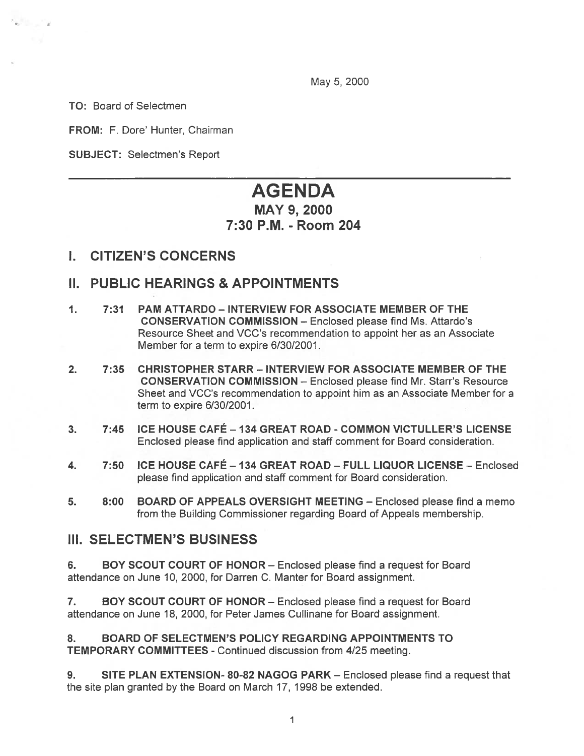May 5, 2000

**TO:** Board of Selectmen

**FROM:** F. Dore' Hunter, Chairman

**SUBJECT:** Selectmen's Report

---

# AGENDA
## MAY 9, 2000
## 7:30 P.M. - Room 204

## I. CITIZEN'S CONCERNS

## II. PUBLIC HEARINGS & APPOINTMENTS

1. **7:31 PAM ATTARDO – INTERVIEW FOR ASSOCIATE MEMBER OF THE CONSERVATION COMMISSION** – Enclosed please find Ms. Attardo's Resource Sheet and VCC's recommendation to appoint her as an Associate Member for a term to expire 6/30/2001.

2. **7:35 CHRISTOPHER STARR – INTERVIEW FOR ASSOCIATE MEMBER OF THE CONSERVATION COMMISSION** – Enclosed please find Mr. Starr's Resource Sheet and VCC's recommendation to appoint him as an Associate Member for a term to expire 6/30/2001.

3. **7:45 ICE HOUSE CAFÉ – 134 GREAT ROAD - COMMON VICTULLER'S LICENSE** Enclosed please find application and staff comment for Board consideration.

4. **7:50 ICE HOUSE CAFÉ – 134 GREAT ROAD – FULL LIQUOR LICENSE** – Enclosed please find application and staff comment for Board consideration.

5. **8:00 BOARD OF APPEALS OVERSIGHT MEETING** – Enclosed please find a memo from the Building Commissioner regarding Board of Appeals membership.

## III. SELECTMEN'S BUSINESS

6. **BOY SCOUT COURT OF HONOR** – Enclosed please find a request for Board attendance on June 10, 2000, for Darren C. Manter for Board assignment.

7. **BOY SCOUT COURT OF HONOR** – Enclosed please find a request for Board attendance on June 18, 2000, for Peter James Cullinane for Board assignment.

8. **BOARD OF SELECTMEN'S POLICY REGARDING APPOINTMENTS TO TEMPORARY COMMITTEES** - Continued discussion from 4/25 meeting.

9. **SITE PLAN EXTENSION- 80-82 NAGOG PARK** – Enclosed please find a request that the site plan granted by the Board on March 17, 1998 be extended.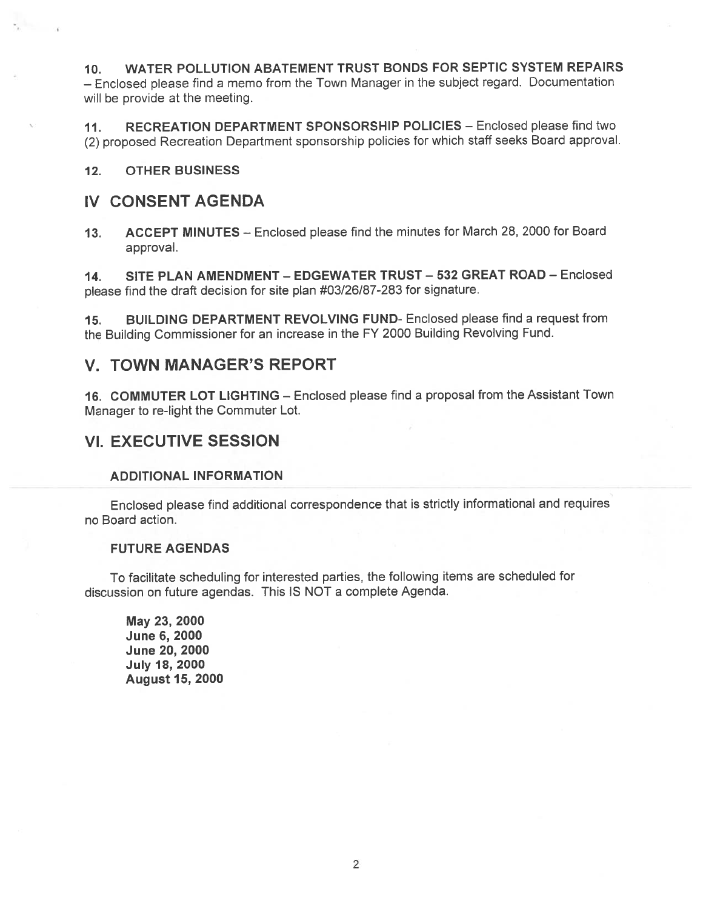**10. WATER POLLUTION ABATEMENT TRUST BONDS FOR SEPTIC SYSTEM REPAIRS** – Enclosed please find a memo from the Town Manager in the subject regard. Documentation will be provide at the meeting.

**11. RECREATION DEPARTMENT SPONSORSHIP POLICIES** – Enclosed please find two (2) proposed Recreation Department sponsorship policies for which staff seeks Board approval.

**12. OTHER BUSINESS**

## IV CONSENT AGENDA

**13. ACCEPT MINUTES** – Enclosed please find the minutes for March 28, 2000 for Board approval.

**14. SITE PLAN AMENDMENT – EDGEWATER TRUST – 532 GREAT ROAD** – Enclosed please find the draft decision for site plan #03/26/87-283 for signature.

**15. BUILDING DEPARTMENT REVOLVING FUND**- Enclosed please find a request from the Building Commissioner for an increase in the FY 2000 Building Revolving Fund.

## V. TOWN MANAGER'S REPORT

**16. COMMUTER LOT LIGHTING** – Enclosed please find a proposal from the Assistant Town Manager to re-light the Commuter Lot.

## VI. EXECUTIVE SESSION

### ADDITIONAL INFORMATION

Enclosed please find additional correspondence that is strictly informational and requires no Board action.

### FUTURE AGENDAS

To facilitate scheduling for interested parties, the following items are scheduled for discussion on future agendas. This IS NOT a complete Agenda.

**May 23, 2000**
**June 6, 2000**
**June 20, 2000**
**July 18, 2000**
**August 15, 2000**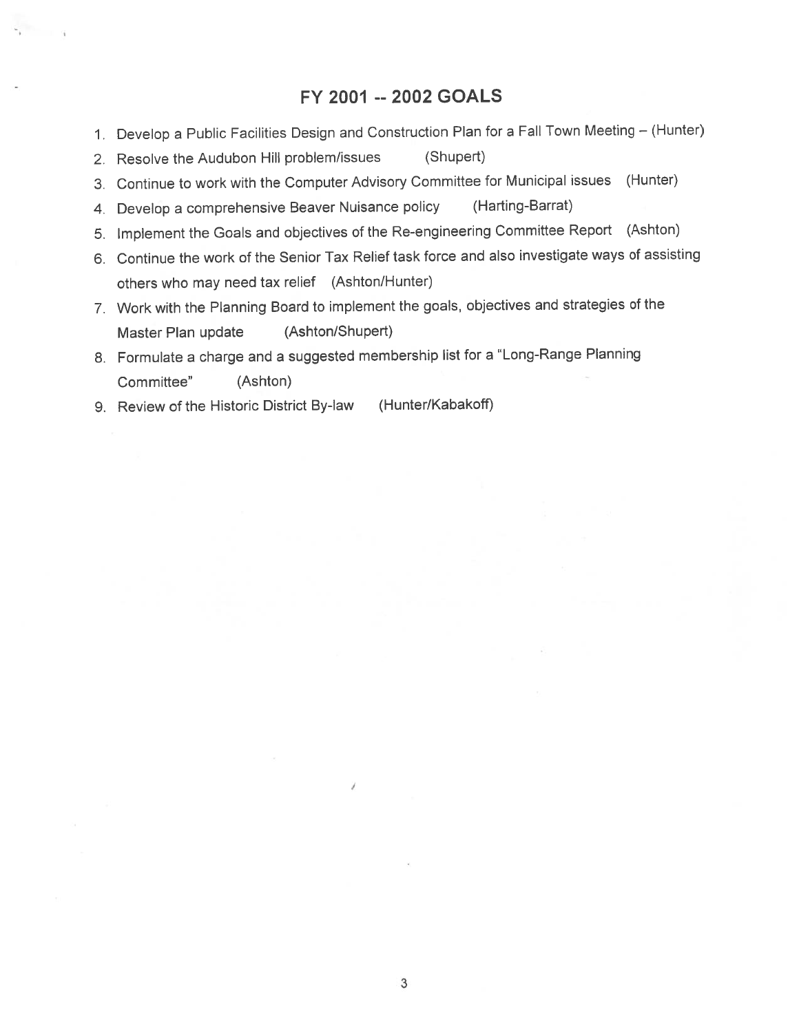# FY 2001 -- 2002 GOALS

1. Develop a Public Facilities Design and Construction Plan for a Fall Town Meeting – (Hunter)
2. Resolve the Audubon Hill problem/issues (Shupert)
3. Continue to work with the Computer Advisory Committee for Municipal issues (Hunter)
4. Develop a comprehensive Beaver Nuisance policy (Harting-Barrat)
5. Implement the Goals and objectives of the Re-engineering Committee Report (Ashton)
6. Continue the work of the Senior Tax Relief task force and also investigate ways of assisting others who may need tax relief (Ashton/Hunter)
7. Work with the Planning Board to implement the goals, objectives and strategies of the Master Plan update (Ashton/Shupert)
8. Formulate a charge and a suggested membership list for a "Long-Range Planning Committee" (Ashton)
9. Review of the Historic District By-law (Hunter/Kabakoff)